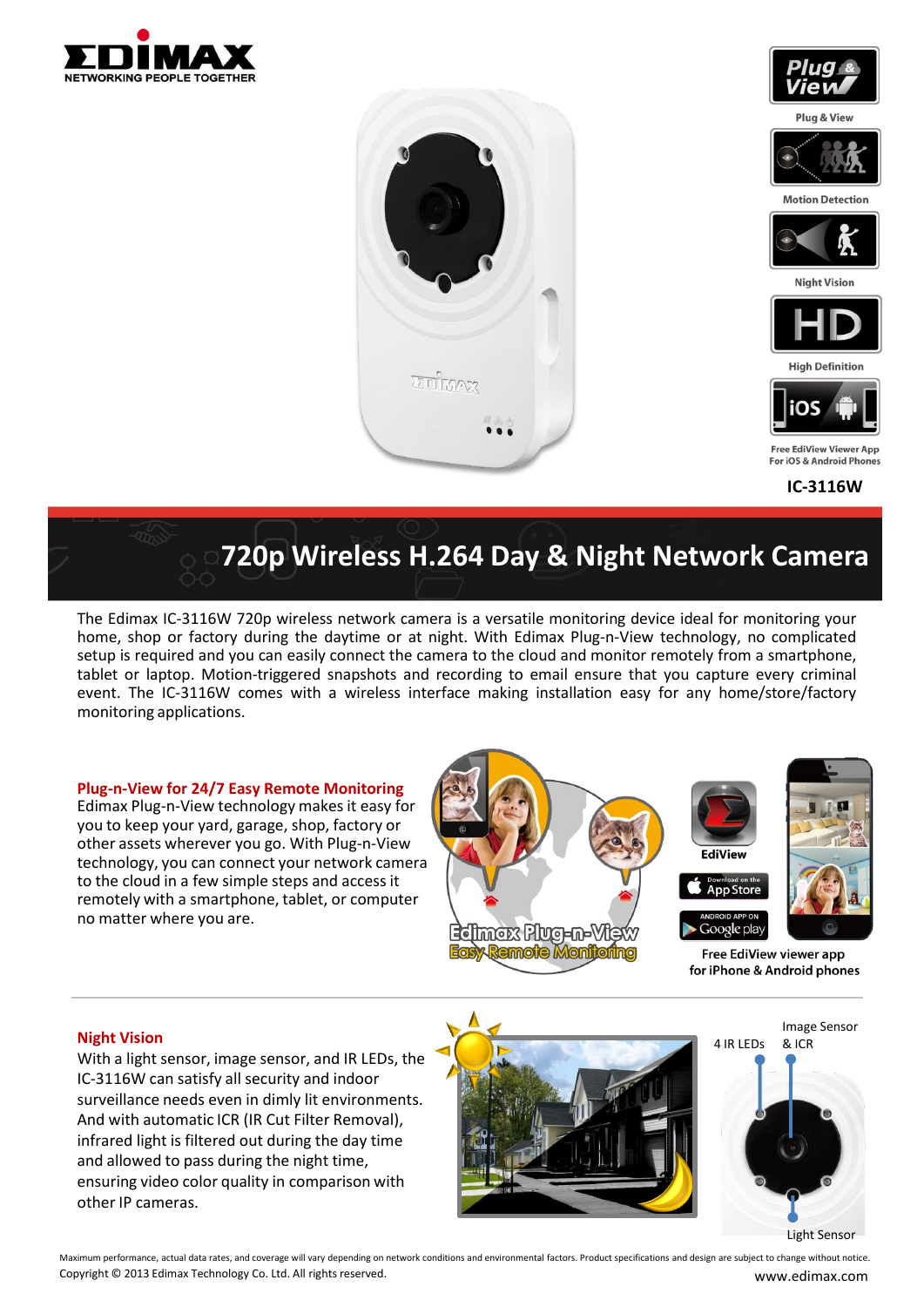EDIMAX
NETWORKING PEOPLE TOGETHER

Plug & View

Motion Detection

Night Vision

High Definition

Free EdiView Viewer App For iOS & Android Phones

**IC-3116W**

# 720p Wireless H.264 Day & Night Network Camera

The Edimax IC-3116W 720p wireless network camera is a versatile monitoring device ideal for monitoring your home, shop or factory during the daytime or at night. With Edimax Plug-n-View technology, no complicated setup is required and you can easily connect the camera to the cloud and monitor remotely from a smartphone, tablet or laptop. Motion-triggered snapshots and recording to email ensure that you capture every criminal event. The IC-3116W comes with a wireless interface making installation easy for any home/store/factory monitoring applications.

## Plug-n-View for 24/7 Easy Remote Monitoring

Edimax Plug-n-View technology makes it easy for you to keep your yard, garage, shop, factory or other assets wherever you go. With Plug-n-View technology, you can connect your network camera to the cloud in a few simple steps and access it remotely with a smartphone, tablet, or computer no matter where you are.

Edimax Plug-n-View Easy Remote Monitoring

EdiView

Free EdiView viewer app for iPhone & Android phones

## Night Vision

With a light sensor, image sensor, and IR LEDs, the IC-3116W can satisfy all security and indoor surveillance needs even in dimly lit environments. And with automatic ICR (IR Cut Filter Removal), infrared light is filtered out during the day time and allowed to pass during the night time, ensuring video color quality in comparison with other IP cameras.

4 IR LEDs

Image Sensor & ICR

Light Sensor

Maximum performance, actual data rates, and coverage will vary depending on network conditions and environmental factors. Product specifications and design are subject to change without notice.
Copyright © 2013 Edimax Technology Co. Ltd. All rights reserved.

www.edimax.com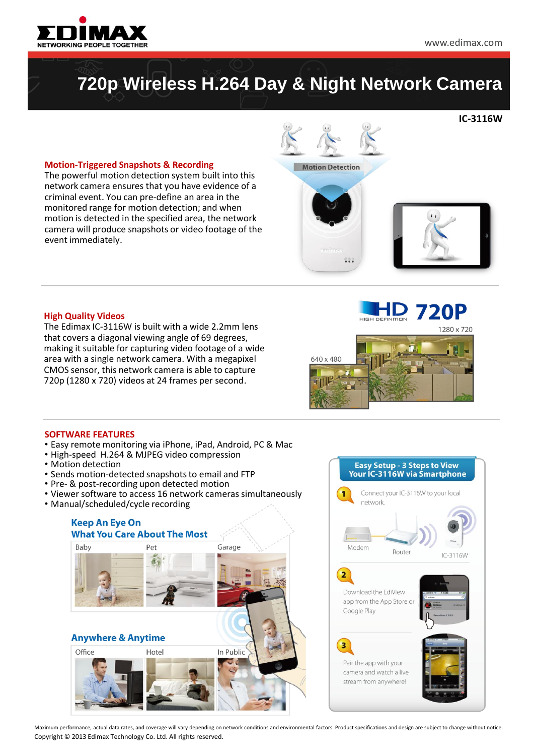# 720p Wireless H.264 Day & Night Network Camera

**IC-3116W**

## Motion-Triggered Snapshots & Recording

The powerful motion detection system built into this network camera ensures that you have evidence of a criminal event. You can pre-define an area in the monitored range for motion detection; and when motion is detected in the specified area, the network camera will produce snapshots or video footage of the event immediately.

Motion Detection

## High Quality Videos

The Edimax IC-3116W is built with a wide 2.2mm lens that covers a diagonal viewing angle of 69 degrees, making it suitable for capturing video footage of a wide area with a single network camera. With a megapixel CMOS sensor, this network camera is able to capture 720p (1280 x 720) videos at 24 frames per second.

HD HIGH DEFINITION 720P

1280 x 720

640 x 480

## SOFTWARE FEATURES

- Easy remote monitoring via iPhone, iPad, Android, PC & Mac
- High-speed H.264 & MJPEG video compression
- Motion detection
- Sends motion-detected snapshots to email and FTP
- Pre- & post-recording upon detected motion
- Viewer software to access 16 network cameras simultaneously
- Manual/scheduled/cycle recording

### Keep An Eye On What You Care About The Most

Baby | Pet | Garage

### Anywhere & Anytime

Office | Hotel | In Public

### Easy Setup - 3 Steps to View Your IC-3116W via Smartphone

1. Connect your IC-3116W to your local network.

   Modem — Router — IC-3116W

2. Download the EdiView app from the App Store or Google Play

3. Pair the app with your camera and watch a live stream from anywhere!

Maximum performance, actual data rates, and coverage will vary depending on network conditions and environmental factors. Product specifications and design are subject to change without notice.

Copyright © 2013 Edimax Technology Co. Ltd. All rights reserved.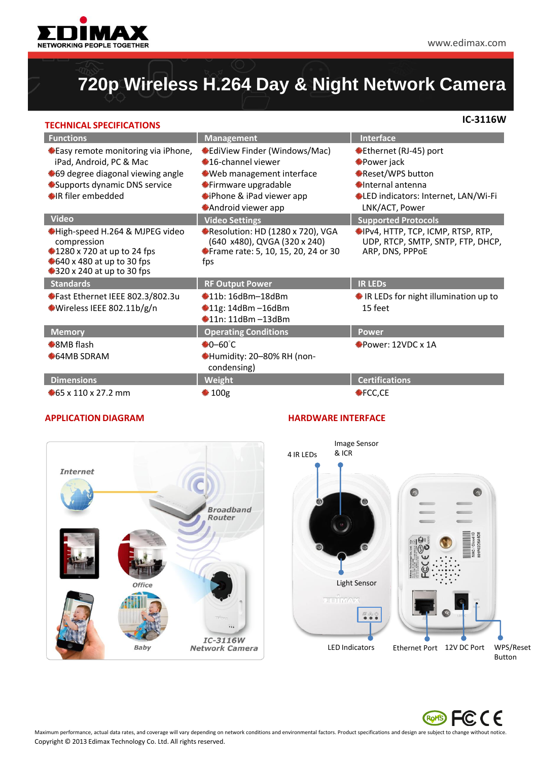# 720p Wireless H.264 Day & Night Network Camera

www.edimax.com

**IC-3116W**

## TECHNICAL SPECIFICATIONS

| Functions | Management | Interface |
|---|---|---|
| Easy remote monitoring via iPhone, iPad, Android, PC & Mac<br>69 degree diagonal viewing angle<br>Supports dynamic DNS service<br>IR filer embedded | EdiView Finder (Windows/Mac)<br>16-channel viewer<br>Web management interface<br>Firmware upgradable<br>iPhone & iPad viewer app<br>Android viewer app | Ethernet (RJ-45) port<br>Power jack<br>Reset/WPS button<br>Internal antenna<br>LED indicators: Internet, LAN/Wi-Fi LNK/ACT, Power |
| **Video** | **Video Settings** | **Supported Protocols** |
| High-speed H.264 & MJPEG video compression<br>1280 x 720 at up to 24 fps<br>640 x 480 at up to 30 fps<br>320 x 240 at up to 30 fps | Resolution: HD (1280 x 720), VGA (640 x480), QVGA (320 x 240)<br>Frame rate: 5, 10, 15, 20, 24 or 30 fps | IPv4, HTTP, TCP, ICMP, RTSP, RTP, UDP, RTCP, SMTP, SNTP, FTP, DHCP, ARP, DNS, PPPoE |
| **Standards** | **RF Output Power** | **IR LEDs** |
| Fast Ethernet IEEE 802.3/802.3u<br>Wireless IEEE 802.11b/g/n | 11b: 16dBm–18dBm<br>11g: 14dBm –16dBm<br>11n: 11dBm –13dBm | IR LEDs for night illumination up to 15 feet |
| **Memory** | **Operating Conditions** | **Power** |
| 8MB flash<br>64MB SDRAM | 0–60˚C<br>Humidity: 20–80% RH (non-condensing) | Power: 12VDC x 1A |
| **Dimensions** | **Weight** | **Certifications** |
| 65 x 110 x 27.2 mm | 100g | FCC,CE |

## APPLICATION DIAGRAM

Internet

Broadband Router

Office

Baby

IC-3116W Network Camera

## HARDWARE INTERFACE

4 IR LEDs

Image Sensor & ICR

Light Sensor

LED Indicators

Ethernet Port

12V DC Port

WPS/Reset Button

Maximum performance, actual data rates, and coverage will vary depending on network conditions and environmental factors. Product specifications and design are subject to change without notice.

Copyright © 2013 Edimax Technology Co. Ltd. All rights reserved.